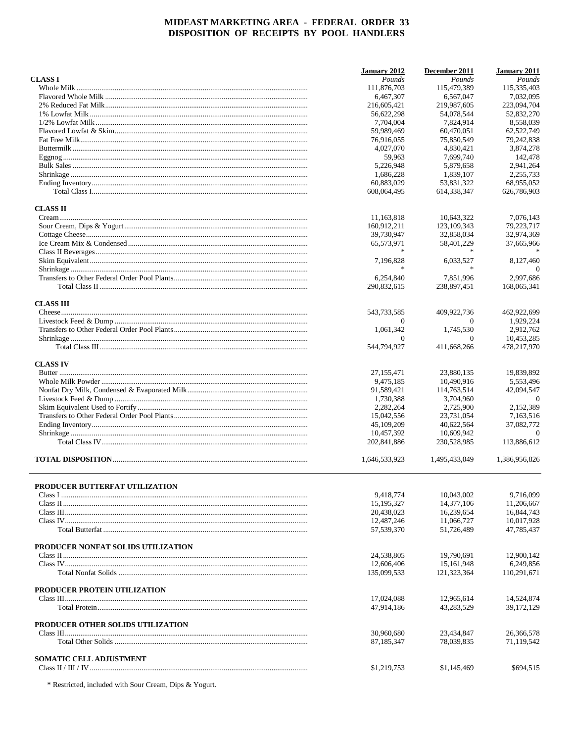# MIDEAST MARKETING AREA - FEDERAL ORDER 33
## DISPOSITION OF RECEIPTS BY POOL HANDLERS

| | January 2012 | December 2011 | January 2011 |
|---|---|---|---|
| **CLASS I** | *Pounds* | *Pounds* | *Pounds* |
| Whole Milk | 111,876,703 | 115,479,389 | 115,335,403 |
| Flavored Whole Milk | 6,467,307 | 6,567,047 | 7,032,095 |
| 2% Reduced Fat Milk | 216,605,421 | 219,987,605 | 223,094,704 |
| 1% Lowfat Milk | 56,622,298 | 54,078,544 | 52,832,270 |
| 1/2% Lowfat Milk | 7,704,004 | 7,824,914 | 8,558,039 |
| Flavored Lowfat & Skim | 59,989,469 | 60,470,051 | 62,522,749 |
| Fat Free Milk | 76,916,055 | 75,850,549 | 79,242,838 |
| Buttermilk | 4,027,070 | 4,830,421 | 3,874,278 |
| Eggnog | 59,963 | 7,699,740 | 142,478 |
| Bulk Sales | 5,226,948 | 5,879,658 | 2,941,264 |
| Shrinkage | 1,686,228 | 1,839,107 | 2,255,733 |
| Ending Inventory | 60,883,029 | 53,831,322 | 68,955,052 |
| Total Class I | 608,064,495 | 614,338,347 | 626,786,903 |
| **CLASS II** | | | |
| Cream | 11,163,818 | 10,643,322 | 7,076,143 |
| Sour Cream, Dips & Yogurt | 160,912,211 | 123,109,343 | 79,223,717 |
| Cottage Cheese | 39,730,947 | 32,858,034 | 32,974,369 |
| Ice Cream Mix & Condensed | 65,573,971 | 58,401,229 | 37,665,966 |
| Class II Beverages | * | * | * |
| Skim Equivalent | 7,196,828 | 6,033,527 | 8,127,460 |
| Shrinkage | * | * | 0 |
| Transfers to Other Federal Order Pool Plants | 6,254,840 | 7,851,996 | 2,997,686 |
| Total Class II | 290,832,615 | 238,897,451 | 168,065,341 |
| **CLASS III** | | | |
| Cheese | 543,733,585 | 409,922,736 | 462,922,699 |
| Livestock Feed & Dump | 0 | 0 | 1,929,224 |
| Transfers to Other Federal Order Pool Plants | 1,061,342 | 1,745,530 | 2,912,762 |
| Shrinkage | 0 | 0 | 10,453,285 |
| Total Class III | 544,794,927 | 411,668,266 | 478,217,970 |
| **CLASS IV** | | | |
| Butter | 27,155,471 | 23,880,135 | 19,839,892 |
| Whole Milk Powder | 9,475,185 | 10,490,916 | 5,553,496 |
| Nonfat Dry Milk, Condensed & Evaporated Milk | 91,589,421 | 114,763,514 | 42,094,547 |
| Livestock Feed & Dump | 1,730,388 | 3,704,960 | 0 |
| Skim Equivalent Used to Fortify | 2,282,264 | 2,725,900 | 2,152,389 |
| Transfers to Other Federal Order Pool Plants | 15,042,556 | 23,731,054 | 7,163,516 |
| Ending Inventory | 45,109,209 | 40,622,564 | 37,082,772 |
| Shrinkage | 10,457,392 | 10,609,942 | 0 |
| Total Class IV | 202,841,886 | 230,528,985 | 113,886,612 |
| **TOTAL DISPOSITION** | 1,646,533,923 | 1,495,433,049 | 1,386,956,826 |

| | January 2012 | December 2011 | January 2011 |
|---|---|---|---|
| **PRODUCER BUTTERFAT UTILIZATION** | | | |
| Class I | 9,418,774 | 10,043,002 | 9,716,099 |
| Class II | 15,195,327 | 14,377,106 | 11,206,667 |
| Class III | 20,438,023 | 16,239,654 | 16,844,743 |
| Class IV | 12,487,246 | 11,066,727 | 10,017,928 |
| Total Butterfat | 57,539,370 | 51,726,489 | 47,785,437 |
| **PRODUCER NONFAT SOLIDS UTILIZATION** | | | |
| Class II | 24,538,805 | 19,790,691 | 12,900,142 |
| Class IV | 12,606,406 | 15,161,948 | 6,249,856 |
| Total Nonfat Solids | 135,099,533 | 121,323,364 | 110,291,671 |
| **PRODUCER PROTEIN UTILIZATION** | | | |
| Class III | 17,024,088 | 12,965,614 | 14,524,874 |
| Total Protein | 47,914,186 | 43,283,529 | 39,172,129 |
| **PRODUCER OTHER SOLIDS UTILIZATION** | | | |
| Class III | 30,960,680 | 23,434,847 | 26,366,578 |
| Total Other Solids | 87,185,347 | 78,039,835 | 71,119,542 |
| **SOMATIC CELL ADJUSTMENT** | | | |
| Class II / III / IV | $1,219,753 | $1,145,469 | $694,515 |

\* Restricted, included with Sour Cream, Dips & Yogurt.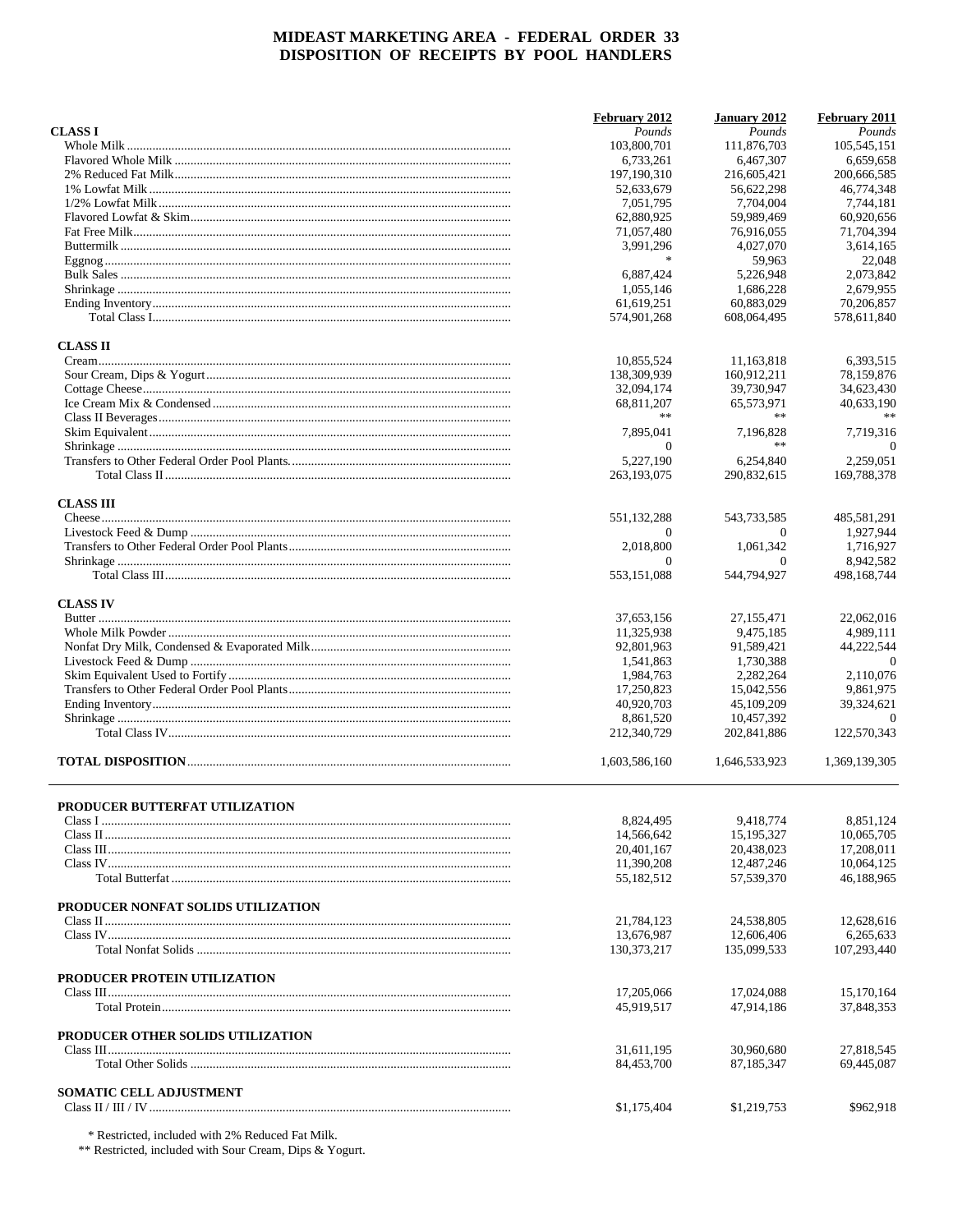# MIDEAST MARKETING AREA - FEDERAL ORDER 33
## DISPOSITION OF RECEIPTS BY POOL HANDLERS

| | February 2012 | January 2012 | February 2011 |
|---|---|---|---|
| **CLASS I** | *Pounds* | *Pounds* | *Pounds* |
| Whole Milk | 103,800,701 | 111,876,703 | 105,545,151 |
| Flavored Whole Milk | 6,733,261 | 6,467,307 | 6,659,658 |
| 2% Reduced Fat Milk | 197,190,310 | 216,605,421 | 200,666,585 |
| 1% Lowfat Milk | 52,633,679 | 56,622,298 | 46,774,348 |
| 1/2% Lowfat Milk | 7,051,795 | 7,704,004 | 7,744,181 |
| Flavored Lowfat & Skim | 62,880,925 | 59,989,469 | 60,920,656 |
| Fat Free Milk | 71,057,480 | 76,916,055 | 71,704,394 |
| Buttermilk | 3,991,296 | 4,027,070 | 3,614,165 |
| Eggnog | * | 59,963 | 22,048 |
| Bulk Sales | 6,887,424 | 5,226,948 | 2,073,842 |
| Shrinkage | 1,055,146 | 1,686,228 | 2,679,955 |
| Ending Inventory | 61,619,251 | 60,883,029 | 70,206,857 |
| Total Class I | 574,901,268 | 608,064,495 | 578,611,840 |
| **CLASS II** | | | |
| Cream | 10,855,524 | 11,163,818 | 6,393,515 |
| Sour Cream, Dips & Yogurt | 138,309,939 | 160,912,211 | 78,159,876 |
| Cottage Cheese | 32,094,174 | 39,730,947 | 34,623,430 |
| Ice Cream Mix & Condensed | 68,811,207 | 65,573,971 | 40,633,190 |
| Class II Beverages | ** | ** | ** |
| Skim Equivalent | 7,895,041 | 7,196,828 | 7,719,316 |
| Shrinkage | 0 | ** | 0 |
| Transfers to Other Federal Order Pool Plants | 5,227,190 | 6,254,840 | 2,259,051 |
| Total Class II | 263,193,075 | 290,832,615 | 169,788,378 |
| **CLASS III** | | | |
| Cheese | 551,132,288 | 543,733,585 | 485,581,291 |
| Livestock Feed & Dump | 0 | 0 | 1,927,944 |
| Transfers to Other Federal Order Pool Plants | 2,018,800 | 1,061,342 | 1,716,927 |
| Shrinkage | 0 | 0 | 8,942,582 |
| Total Class III | 553,151,088 | 544,794,927 | 498,168,744 |
| **CLASS IV** | | | |
| Butter | 37,653,156 | 27,155,471 | 22,062,016 |
| Whole Milk Powder | 11,325,938 | 9,475,185 | 4,989,111 |
| Nonfat Dry Milk, Condensed & Evaporated Milk | 92,801,963 | 91,589,421 | 44,222,544 |
| Livestock Feed & Dump | 1,541,863 | 1,730,388 | 0 |
| Skim Equivalent Used to Fortify | 1,984,763 | 2,282,264 | 2,110,076 |
| Transfers to Other Federal Order Pool Plants | 17,250,823 | 15,042,556 | 9,861,975 |
| Ending Inventory | 40,920,703 | 45,109,209 | 39,324,621 |
| Shrinkage | 8,861,520 | 10,457,392 | 0 |
| Total Class IV | 212,340,729 | 202,841,886 | 122,570,343 |
| **TOTAL DISPOSITION** | 1,603,586,160 | 1,646,533,923 | 1,369,139,305 |

| | February 2012 | January 2012 | February 2011 |
|---|---|---|---|
| **PRODUCER BUTTERFAT UTILIZATION** | | | |
| Class I | 8,824,495 | 9,418,774 | 8,851,124 |
| Class II | 14,566,642 | 15,195,327 | 10,065,705 |
| Class III | 20,401,167 | 20,438,023 | 17,208,011 |
| Class IV | 11,390,208 | 12,487,246 | 10,064,125 |
| Total Butterfat | 55,182,512 | 57,539,370 | 46,188,965 |
| **PRODUCER NONFAT SOLIDS UTILIZATION** | | | |
| Class II | 21,784,123 | 24,538,805 | 12,628,616 |
| Class IV | 13,676,987 | 12,606,406 | 6,265,633 |
| Total Nonfat Solids | 130,373,217 | 135,099,533 | 107,293,440 |
| **PRODUCER PROTEIN UTILIZATION** | | | |
| Class III | 17,205,066 | 17,024,088 | 15,170,164 |
| Total Protein | 45,919,517 | 47,914,186 | 37,848,353 |
| **PRODUCER OTHER SOLIDS UTILIZATION** | | | |
| Class III | 31,611,195 | 30,960,680 | 27,818,545 |
| Total Other Solids | 84,453,700 | 87,185,347 | 69,445,087 |
| **SOMATIC CELL ADJUSTMENT** | | | |
| Class II / III / IV | $1,175,404 | $1,219,753 | $962,918 |

\* Restricted, included with 2% Reduced Fat Milk.

\*\* Restricted, included with Sour Cream, Dips & Yogurt.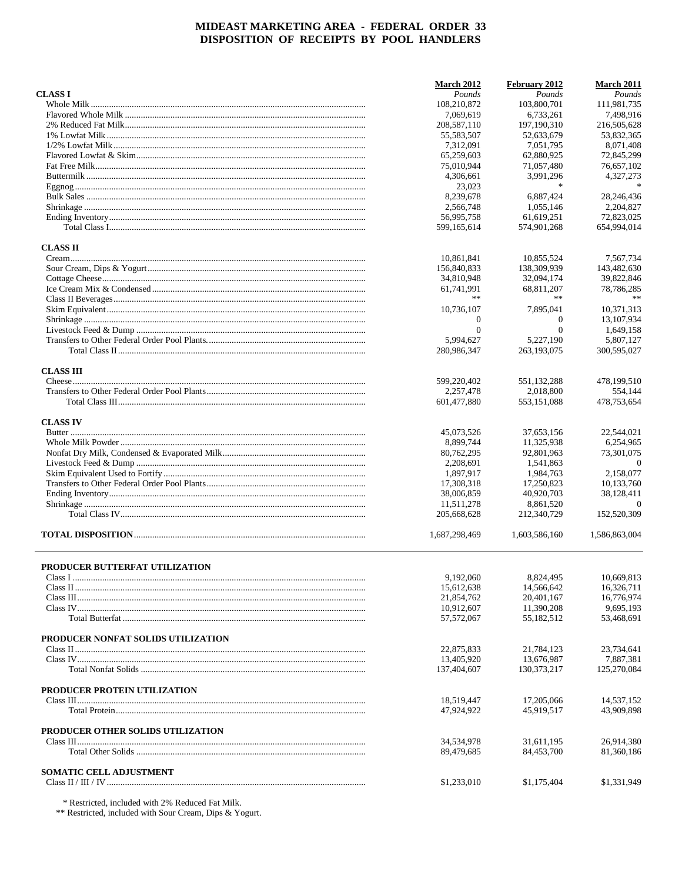# MIDEAST MARKETING AREA - FEDERAL ORDER 33
## DISPOSITION OF RECEIPTS BY POOL HANDLERS

| | March 2012 | February 2012 | March 2011 |
|---|---|---|---|
| **CLASS I** | *Pounds* | *Pounds* | *Pounds* |
| Whole Milk | 108,210,872 | 103,800,701 | 111,981,735 |
| Flavored Whole Milk | 7,069,619 | 6,733,261 | 7,498,916 |
| 2% Reduced Fat Milk | 208,587,110 | 197,190,310 | 216,505,628 |
| 1% Lowfat Milk | 55,583,507 | 52,633,679 | 53,832,365 |
| 1/2% Lowfat Milk | 7,312,091 | 7,051,795 | 8,071,408 |
| Flavored Lowfat & Skim | 65,259,603 | 62,880,925 | 72,845,299 |
| Fat Free Milk | 75,010,944 | 71,057,480 | 76,657,102 |
| Buttermilk | 4,306,661 | 3,991,296 | 4,327,273 |
| Eggnog | 23,023 | * | * |
| Bulk Sales | 8,239,678 | 6,887,424 | 28,246,436 |
| Shrinkage | 2,566,748 | 1,055,146 | 2,204,827 |
| Ending Inventory | 56,995,758 | 61,619,251 | 72,823,025 |
| Total Class I | 599,165,614 | 574,901,268 | 654,994,014 |
| **CLASS II** | | | |
| Cream | 10,861,841 | 10,855,524 | 7,567,734 |
| Sour Cream, Dips & Yogurt | 156,840,833 | 138,309,939 | 143,482,630 |
| Cottage Cheese | 34,810,948 | 32,094,174 | 39,822,846 |
| Ice Cream Mix & Condensed | 61,741,991 | 68,811,207 | 78,786,285 |
| Class II Beverages | ** | ** | ** |
| Skim Equivalent | 10,736,107 | 7,895,041 | 10,371,313 |
| Shrinkage | 0 | 0 | 13,107,934 |
| Livestock Feed & Dump | 0 | 0 | 1,649,158 |
| Transfers to Other Federal Order Pool Plants. | 5,994,627 | 5,227,190 | 5,807,127 |
| Total Class II | 280,986,347 | 263,193,075 | 300,595,027 |
| **CLASS III** | | | |
| Cheese | 599,220,402 | 551,132,288 | 478,199,510 |
| Transfers to Other Federal Order Pool Plants | 2,257,478 | 2,018,800 | 554,144 |
| Total Class III | 601,477,880 | 553,151,088 | 478,753,654 |
| **CLASS IV** | | | |
| Butter | 45,073,526 | 37,653,156 | 22,544,021 |
| Whole Milk Powder | 8,899,744 | 11,325,938 | 6,254,965 |
| Nonfat Dry Milk, Condensed & Evaporated Milk | 80,762,295 | 92,801,963 | 73,301,075 |
| Livestock Feed & Dump | 2,208,691 | 1,541,863 | 0 |
| Skim Equivalent Used to Fortify | 1,897,917 | 1,984,763 | 2,158,077 |
| Transfers to Other Federal Order Pool Plants | 17,308,318 | 17,250,823 | 10,133,760 |
| Ending Inventory | 38,006,859 | 40,920,703 | 38,128,411 |
| Shrinkage | 11,511,278 | 8,861,520 | 0 |
| Total Class IV | 205,668,628 | 212,340,729 | 152,520,309 |
| **TOTAL DISPOSITION** | 1,687,298,469 | 1,603,586,160 | 1,586,863,004 |

| | March 2012 | February 2012 | March 2011 |
|---|---|---|---|
| **PRODUCER BUTTERFAT UTILIZATION** | | | |
| Class I | 9,192,060 | 8,824,495 | 10,669,813 |
| Class II | 15,612,638 | 14,566,642 | 16,326,711 |
| Class III | 21,854,762 | 20,401,167 | 16,776,974 |
| Class IV | 10,912,607 | 11,390,208 | 9,695,193 |
| Total Butterfat | 57,572,067 | 55,182,512 | 53,468,691 |
| **PRODUCER NONFAT SOLIDS UTILIZATION** | | | |
| Class II | 22,875,833 | 21,784,123 | 23,734,641 |
| Class IV | 13,405,920 | 13,676,987 | 7,887,381 |
| Total Nonfat Solids | 137,404,607 | 130,373,217 | 125,270,084 |
| **PRODUCER PROTEIN UTILIZATION** | | | |
| Class III | 18,519,447 | 17,205,066 | 14,537,152 |
| Total Protein | 47,924,922 | 45,919,517 | 43,909,898 |
| **PRODUCER OTHER SOLIDS UTILIZATION** | | | |
| Class III | 34,534,978 | 31,611,195 | 26,914,380 |
| Total Other Solids | 89,479,685 | 84,453,700 | 81,360,186 |
| **SOMATIC CELL ADJUSTMENT** | | | |
| Class II / III / IV | $1,233,010 | $1,175,404 | $1,331,949 |

\* Restricted, included with 2% Reduced Fat Milk.

\*\* Restricted, included with Sour Cream, Dips & Yogurt.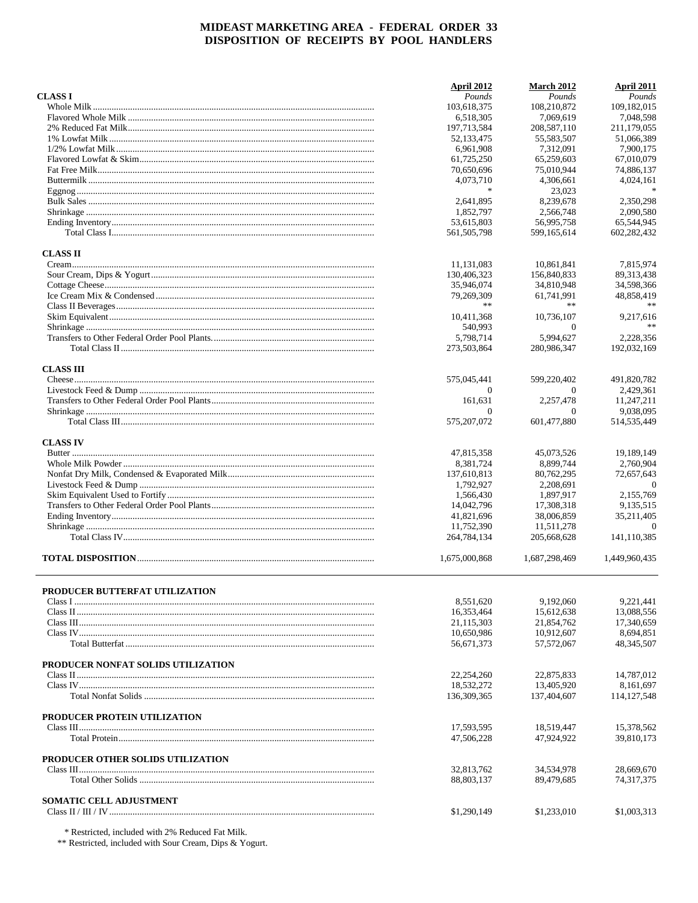# MIDEAST MARKETING AREA - FEDERAL ORDER 33
## DISPOSITION OF RECEIPTS BY POOL HANDLERS

| | April 2012 | March 2012 | April 2011 |
|---|---|---|---|
| | *Pounds* | *Pounds* | *Pounds* |
| **CLASS I** | | | |
| Whole Milk | 103,618,375 | 108,210,872 | 109,182,015 |
| Flavored Whole Milk | 6,518,305 | 7,069,619 | 7,048,598 |
| 2% Reduced Fat Milk | 197,713,584 | 208,587,110 | 211,179,055 |
| 1% Lowfat Milk | 52,133,475 | 55,583,507 | 51,066,389 |
| 1/2% Lowfat Milk | 6,961,908 | 7,312,091 | 7,900,175 |
| Flavored Lowfat & Skim | 61,725,250 | 65,259,603 | 67,010,079 |
| Fat Free Milk | 70,650,696 | 75,010,944 | 74,886,137 |
| Buttermilk | 4,073,710 | 4,306,661 | 4,024,161 |
| Eggnog | * | 23,023 | * |
| Bulk Sales | 2,641,895 | 8,239,678 | 2,350,298 |
| Shrinkage | 1,852,797 | 2,566,748 | 2,090,580 |
| Ending Inventory | 53,615,803 | 56,995,758 | 65,544,945 |
| Total Class I | 561,505,798 | 599,165,614 | 602,282,432 |
| **CLASS II** | | | |
| Cream | 11,131,083 | 10,861,841 | 7,815,974 |
| Sour Cream, Dips & Yogurt | 130,406,323 | 156,840,833 | 89,313,438 |
| Cottage Cheese | 35,946,074 | 34,810,948 | 34,598,366 |
| Ice Cream Mix & Condensed | 79,269,309 | 61,741,991 | 48,858,419 |
| Class II Beverages | ** | ** | ** |
| Skim Equivalent | 10,411,368 | 10,736,107 | 9,217,616 |
| Shrinkage | 540,993 | 0 | ** |
| Transfers to Other Federal Order Pool Plants | 5,798,714 | 5,994,627 | 2,228,356 |
| Total Class II | 273,503,864 | 280,986,347 | 192,032,169 |
| **CLASS III** | | | |
| Cheese | 575,045,441 | 599,220,402 | 491,820,782 |
| Livestock Feed & Dump | 0 | 0 | 2,429,361 |
| Transfers to Other Federal Order Pool Plants | 161,631 | 2,257,478 | 11,247,211 |
| Shrinkage | 0 | 0 | 9,038,095 |
| Total Class III | 575,207,072 | 601,477,880 | 514,535,449 |
| **CLASS IV** | | | |
| Butter | 47,815,358 | 45,073,526 | 19,189,149 |
| Whole Milk Powder | 8,381,724 | 8,899,744 | 2,760,904 |
| Nonfat Dry Milk, Condensed & Evaporated Milk | 137,610,813 | 80,762,295 | 72,657,643 |
| Livestock Feed & Dump | 1,792,927 | 2,208,691 | 0 |
| Skim Equivalent Used to Fortify | 1,566,430 | 1,897,917 | 2,155,769 |
| Transfers to Other Federal Order Pool Plants | 14,042,796 | 17,308,318 | 9,135,515 |
| Ending Inventory | 41,821,696 | 38,006,859 | 35,211,405 |
| Shrinkage | 11,752,390 | 11,511,278 | 0 |
| Total Class IV | 264,784,134 | 205,668,628 | 141,110,385 |
| **TOTAL DISPOSITION** | 1,675,000,868 | 1,687,298,469 | 1,449,960,435 |

| | April 2012 | March 2012 | April 2011 |
|---|---|---|---|
| **PRODUCER BUTTERFAT UTILIZATION** | | | |
| Class I | 8,551,620 | 9,192,060 | 9,221,441 |
| Class II | 16,353,464 | 15,612,638 | 13,088,556 |
| Class III | 21,115,303 | 21,854,762 | 17,340,659 |
| Class IV | 10,650,986 | 10,912,607 | 8,694,851 |
| Total Butterfat | 56,671,373 | 57,572,067 | 48,345,507 |
| **PRODUCER NONFAT SOLIDS UTILIZATION** | | | |
| Class II | 22,254,260 | 22,875,833 | 14,787,012 |
| Class IV | 18,532,272 | 13,405,920 | 8,161,697 |
| Total Nonfat Solids | 136,309,365 | 137,404,607 | 114,127,548 |
| **PRODUCER PROTEIN UTILIZATION** | | | |
| Class III | 17,593,595 | 18,519,447 | 15,378,562 |
| Total Protein | 47,506,228 | 47,924,922 | 39,810,173 |
| **PRODUCER OTHER SOLIDS UTILIZATION** | | | |
| Class III | 32,813,762 | 34,534,978 | 28,669,670 |
| Total Other Solids | 88,803,137 | 89,479,685 | 74,317,375 |
| **SOMATIC CELL ADJUSTMENT** | | | |
| Class II / III / IV | $1,290,149 | $1,233,010 | $1,003,313 |

\* Restricted, included with 2% Reduced Fat Milk.

** Restricted, included with Sour Cream, Dips & Yogurt.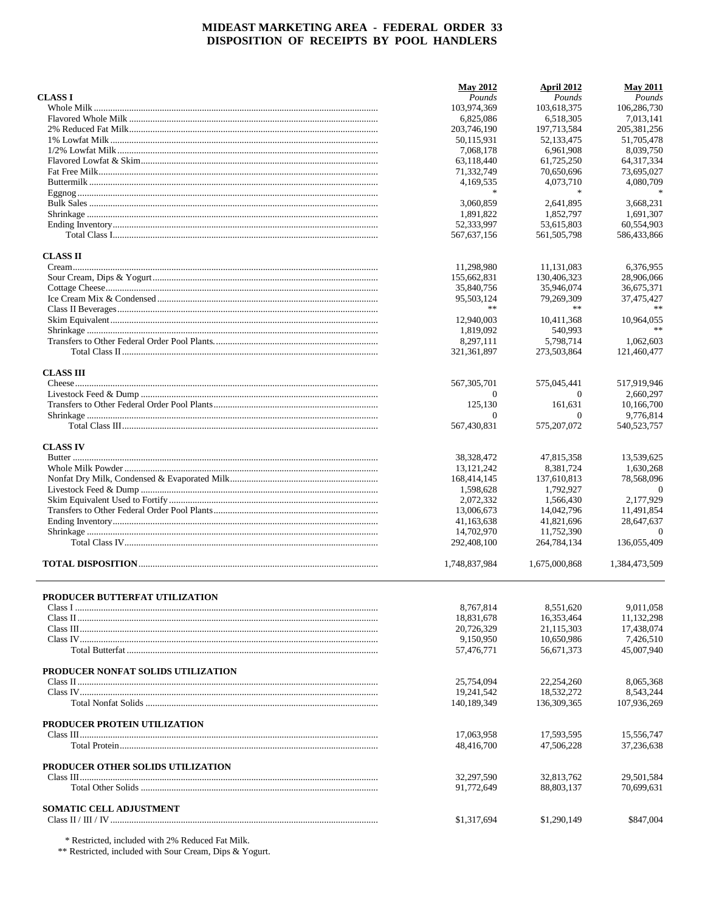# MIDEAST MARKETING AREA - FEDERAL ORDER 33
## DISPOSITION OF RECEIPTS BY POOL HANDLERS

| | May 2012 | April 2012 | May 2011 |
|---|---|---|---|
| **CLASS I** | *Pounds* | *Pounds* | *Pounds* |
| Whole Milk | 103,974,369 | 103,618,375 | 106,286,730 |
| Flavored Whole Milk | 6,825,086 | 6,518,305 | 7,013,141 |
| 2% Reduced Fat Milk | 203,746,190 | 197,713,584 | 205,381,256 |
| 1% Lowfat Milk | 50,115,931 | 52,133,475 | 51,705,478 |
| 1/2% Lowfat Milk | 7,068,178 | 6,961,908 | 8,039,750 |
| Flavored Lowfat & Skim | 63,118,440 | 61,725,250 | 64,317,334 |
| Fat Free Milk | 71,332,749 | 70,650,696 | 73,695,027 |
| Buttermilk | 4,169,535 | 4,073,710 | 4,080,709 |
| Eggnog | * | * | * |
| Bulk Sales | 3,060,859 | 2,641,895 | 3,668,231 |
| Shrinkage | 1,891,822 | 1,852,797 | 1,691,307 |
| Ending Inventory | 52,333,997 | 53,615,803 | 60,554,903 |
| Total Class I | 567,637,156 | 561,505,798 | 586,433,866 |
| **CLASS II** | | | |
| Cream | 11,298,980 | 11,131,083 | 6,376,955 |
| Sour Cream, Dips & Yogurt | 155,662,831 | 130,406,323 | 28,906,066 |
| Cottage Cheese | 35,840,756 | 35,946,074 | 36,675,371 |
| Ice Cream Mix & Condensed | 95,503,124 | 79,269,309 | 37,475,427 |
| Class II Beverages | ** | ** | ** |
| Skim Equivalent | 12,940,003 | 10,411,368 | 10,964,055 |
| Shrinkage | 1,819,092 | 540,993 | ** |
| Transfers to Other Federal Order Pool Plants | 8,297,111 | 5,798,714 | 1,062,603 |
| Total Class II | 321,361,897 | 273,503,864 | 121,460,477 |
| **CLASS III** | | | |
| Cheese | 567,305,701 | 575,045,441 | 517,919,946 |
| Livestock Feed & Dump | 0 | 0 | 2,660,297 |
| Transfers to Other Federal Order Pool Plants | 125,130 | 161,631 | 10,166,700 |
| Shrinkage | 0 | 0 | 9,776,814 |
| Total Class III | 567,430,831 | 575,207,072 | 540,523,757 |
| **CLASS IV** | | | |
| Butter | 38,328,472 | 47,815,358 | 13,539,625 |
| Whole Milk Powder | 13,121,242 | 8,381,724 | 1,630,268 |
| Nonfat Dry Milk, Condensed & Evaporated Milk | 168,414,145 | 137,610,813 | 78,568,096 |
| Livestock Feed & Dump | 1,598,628 | 1,792,927 | 0 |
| Skim Equivalent Used to Fortify | 2,072,332 | 1,566,430 | 2,177,929 |
| Transfers to Other Federal Order Pool Plants | 13,006,673 | 14,042,796 | 11,491,854 |
| Ending Inventory | 41,163,638 | 41,821,696 | 28,647,637 |
| Shrinkage | 14,702,970 | 11,752,390 | 0 |
| Total Class IV | 292,408,100 | 264,784,134 | 136,055,409 |
| **TOTAL DISPOSITION** | 1,748,837,984 | 1,675,000,868 | 1,384,473,509 |

| | May 2012 | April 2012 | May 2011 |
|---|---|---|---|
| **PRODUCER BUTTERFAT UTILIZATION** | | | |
| Class I | 8,767,814 | 8,551,620 | 9,011,058 |
| Class II | 18,831,678 | 16,353,464 | 11,132,298 |
| Class III | 20,726,329 | 21,115,303 | 17,438,074 |
| Class IV | 9,150,950 | 10,650,986 | 7,426,510 |
| Total Butterfat | 57,476,771 | 56,671,373 | 45,007,940 |
| **PRODUCER NONFAT SOLIDS UTILIZATION** | | | |
| Class II | 25,754,094 | 22,254,260 | 8,065,368 |
| Class IV | 19,241,542 | 18,532,272 | 8,543,244 |
| Total Nonfat Solids | 140,189,349 | 136,309,365 | 107,936,269 |
| **PRODUCER PROTEIN UTILIZATION** | | | |
| Class III | 17,063,958 | 17,593,595 | 15,556,747 |
| Total Protein | 48,416,700 | 47,506,228 | 37,236,638 |
| **PRODUCER OTHER SOLIDS UTILIZATION** | | | |
| Class III | 32,297,590 | 32,813,762 | 29,501,584 |
| Total Other Solids | 91,772,649 | 88,803,137 | 70,699,631 |
| **SOMATIC CELL ADJUSTMENT** | | | |
| Class II / III / IV | $1,317,694 | $1,290,149 | $847,004 |

\* Restricted, included with 2% Reduced Fat Milk.
\*\* Restricted, included with Sour Cream, Dips & Yogurt.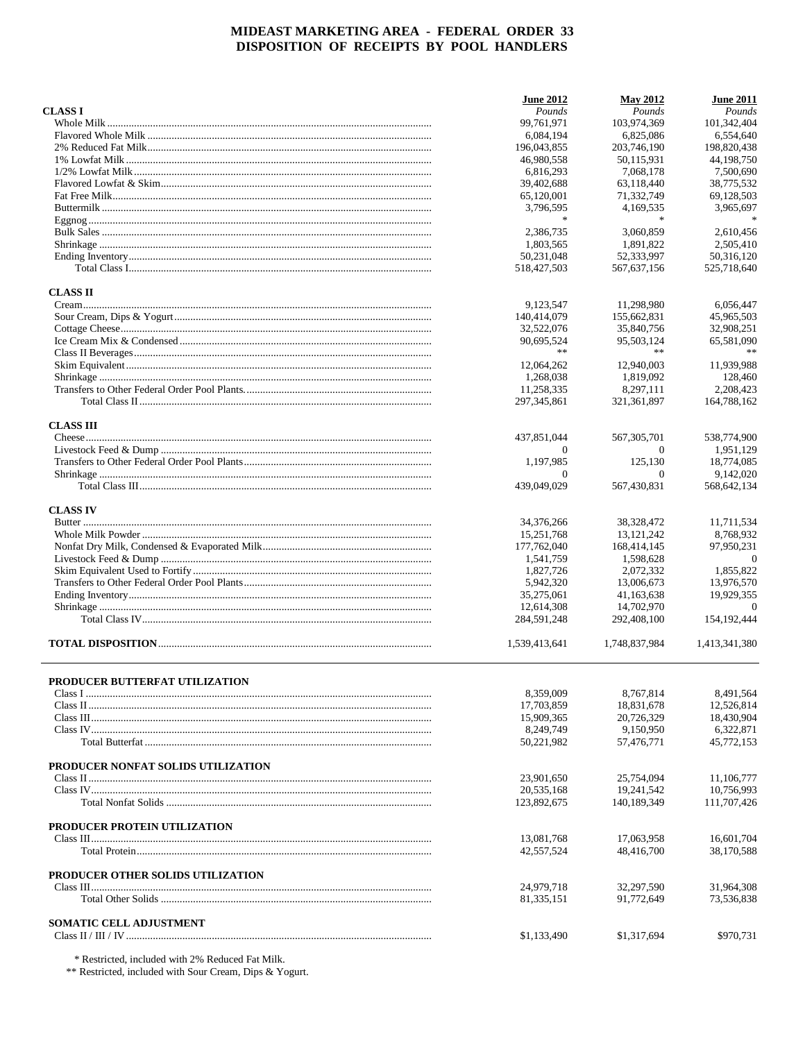# MIDEAST MARKETING AREA - FEDERAL ORDER 33
# DISPOSITION OF RECEIPTS BY POOL HANDLERS

| | June 2012 | May 2012 | June 2011 |
|---|---|---|---|
| **CLASS I** | *Pounds* | *Pounds* | *Pounds* |
| Whole Milk | 99,761,971 | 103,974,369 | 101,342,404 |
| Flavored Whole Milk | 6,084,194 | 6,825,086 | 6,554,640 |
| 2% Reduced Fat Milk | 196,043,855 | 203,746,190 | 198,820,438 |
| 1% Lowfat Milk | 46,980,558 | 50,115,931 | 44,198,750 |
| 1/2% Lowfat Milk | 6,816,293 | 7,068,178 | 7,500,690 |
| Flavored Lowfat & Skim | 39,402,688 | 63,118,440 | 38,775,532 |
| Fat Free Milk | 65,120,001 | 71,332,749 | 69,128,503 |
| Buttermilk | 3,796,595 | 4,169,535 | 3,965,697 |
| Eggnog | * | * | * |
| Bulk Sales | 2,386,735 | 3,060,859 | 2,610,456 |
| Shrinkage | 1,803,565 | 1,891,822 | 2,505,410 |
| Ending Inventory | 50,231,048 | 52,333,997 | 50,316,120 |
| Total Class I | 518,427,503 | 567,637,156 | 525,718,640 |
| **CLASS II** | | | |
| Cream | 9,123,547 | 11,298,980 | 6,056,447 |
| Sour Cream, Dips & Yogurt | 140,414,079 | 155,662,831 | 45,965,503 |
| Cottage Cheese | 32,522,076 | 35,840,756 | 32,908,251 |
| Ice Cream Mix & Condensed | 90,695,524 | 95,503,124 | 65,581,090 |
| Class II Beverages | ** | ** | ** |
| Skim Equivalent | 12,064,262 | 12,940,003 | 11,939,988 |
| Shrinkage | 1,268,038 | 1,819,092 | 128,460 |
| Transfers to Other Federal Order Pool Plants | 11,258,335 | 8,297,111 | 2,208,423 |
| Total Class II | 297,345,861 | 321,361,897 | 164,788,162 |
| **CLASS III** | | | |
| Cheese | 437,851,044 | 567,305,701 | 538,774,900 |
| Livestock Feed & Dump | 0 | 0 | 1,951,129 |
| Transfers to Other Federal Order Pool Plants | 1,197,985 | 125,130 | 18,774,085 |
| Shrinkage | 0 | 0 | 9,142,020 |
| Total Class III | 439,049,029 | 567,430,831 | 568,642,134 |
| **CLASS IV** | | | |
| Butter | 34,376,266 | 38,328,472 | 11,711,534 |
| Whole Milk Powder | 15,251,768 | 13,121,242 | 8,768,932 |
| Nonfat Dry Milk, Condensed & Evaporated Milk | 177,762,040 | 168,414,145 | 97,950,231 |
| Livestock Feed & Dump | 1,541,759 | 1,598,628 | 0 |
| Skim Equivalent Used to Fortify | 1,827,726 | 2,072,332 | 1,855,822 |
| Transfers to Other Federal Order Pool Plants | 5,942,320 | 13,006,673 | 13,976,570 |
| Ending Inventory | 35,275,061 | 41,163,638 | 19,929,355 |
| Shrinkage | 12,614,308 | 14,702,970 | 0 |
| Total Class IV | 284,591,248 | 292,408,100 | 154,192,444 |
| **TOTAL DISPOSITION** | 1,539,413,641 | 1,748,837,984 | 1,413,341,380 |

| | June 2012 | May 2012 | June 2011 |
|---|---|---|---|
| **PRODUCER BUTTERFAT UTILIZATION** | | | |
| Class I | 8,359,009 | 8,767,814 | 8,491,564 |
| Class II | 17,703,859 | 18,831,678 | 12,526,814 |
| Class III | 15,909,365 | 20,726,329 | 18,430,904 |
| Class IV | 8,249,749 | 9,150,950 | 6,322,871 |
| Total Butterfat | 50,221,982 | 57,476,771 | 45,772,153 |
| **PRODUCER NONFAT SOLIDS UTILIZATION** | | | |
| Class II | 23,901,650 | 25,754,094 | 11,106,777 |
| Class IV | 20,535,168 | 19,241,542 | 10,756,993 |
| Total Nonfat Solids | 123,892,675 | 140,189,349 | 111,707,426 |
| **PRODUCER PROTEIN UTILIZATION** | | | |
| Class III | 13,081,768 | 17,063,958 | 16,601,704 |
| Total Protein | 42,557,524 | 48,416,700 | 38,170,588 |
| **PRODUCER OTHER SOLIDS UTILIZATION** | | | |
| Class III | 24,979,718 | 32,297,590 | 31,964,308 |
| Total Other Solids | 81,335,151 | 91,772,649 | 73,536,838 |
| **SOMATIC CELL ADJUSTMENT** | | | |
| Class II / III / IV | $1,133,490 | $1,317,694 | $970,731 |

\* Restricted, included with 2% Reduced Fat Milk.

** Restricted, included with Sour Cream, Dips & Yogurt.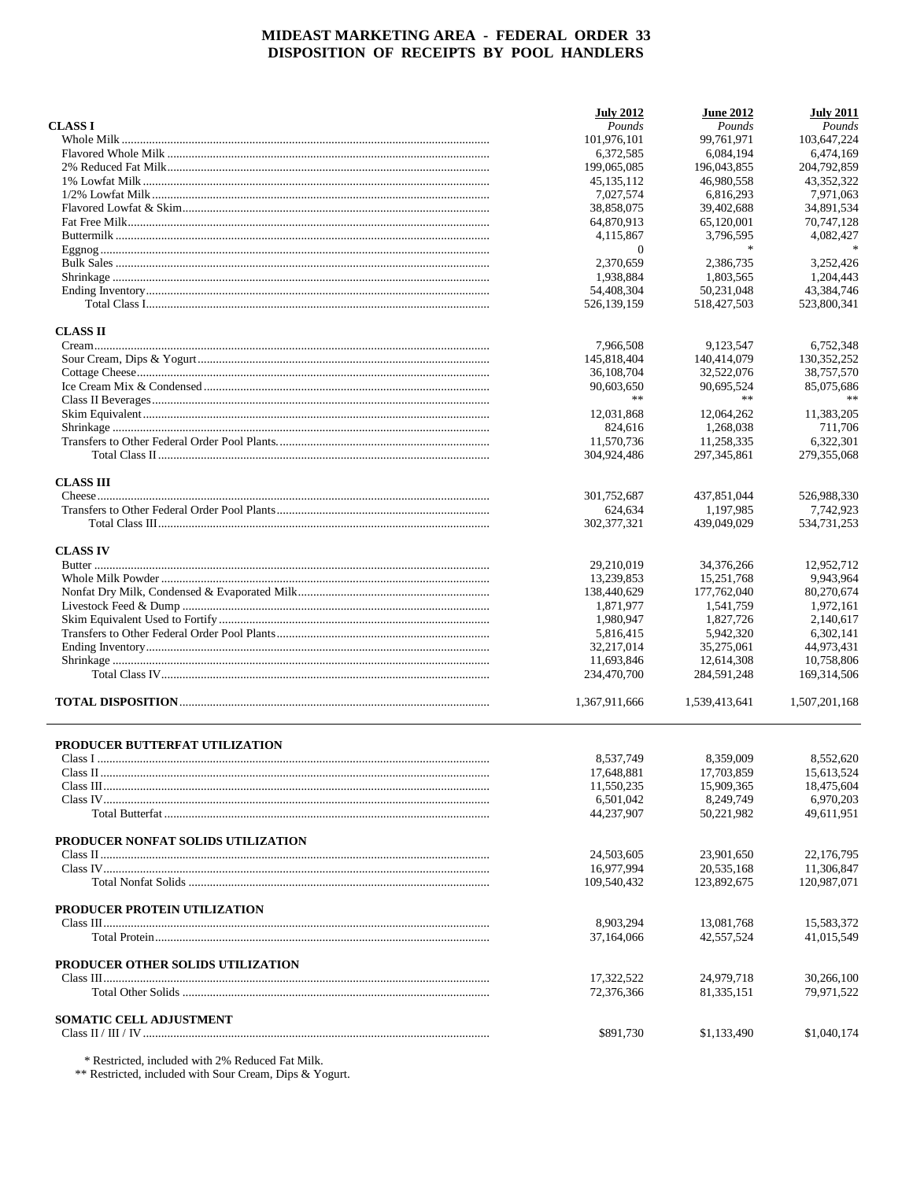# MIDEAST MARKETING AREA - FEDERAL ORDER 33
## DISPOSITION OF RECEIPTS BY POOL HANDLERS

| | July 2012 | June 2012 | July 2011 |
|---|---|---|---|
| **CLASS I** | *Pounds* | *Pounds* | *Pounds* |
| Whole Milk | 101,976,101 | 99,761,971 | 103,647,224 |
| Flavored Whole Milk | 6,372,585 | 6,084,194 | 6,474,169 |
| 2% Reduced Fat Milk | 199,065,085 | 196,043,855 | 204,792,859 |
| 1% Lowfat Milk | 45,135,112 | 46,980,558 | 43,352,322 |
| 1/2% Lowfat Milk | 7,027,574 | 6,816,293 | 7,971,063 |
| Flavored Lowfat & Skim | 38,858,075 | 39,402,688 | 34,891,534 |
| Fat Free Milk | 64,870,913 | 65,120,001 | 70,747,128 |
| Buttermilk | 4,115,867 | 3,796,595 | 4,082,427 |
| Eggnog | 0 | * | * |
| Bulk Sales | 2,370,659 | 2,386,735 | 3,252,426 |
| Shrinkage | 1,938,884 | 1,803,565 | 1,204,443 |
| Ending Inventory | 54,408,304 | 50,231,048 | 43,384,746 |
| Total Class I | 526,139,159 | 518,427,503 | 523,800,341 |
| **CLASS II** | | | |
| Cream | 7,966,508 | 9,123,547 | 6,752,348 |
| Sour Cream, Dips & Yogurt | 145,818,404 | 140,414,079 | 130,352,252 |
| Cottage Cheese | 36,108,704 | 32,522,076 | 38,757,570 |
| Ice Cream Mix & Condensed | 90,603,650 | 90,695,524 | 85,075,686 |
| Class II Beverages | ** | ** | ** |
| Skim Equivalent | 12,031,868 | 12,064,262 | 11,383,205 |
| Shrinkage | 824,616 | 1,268,038 | 711,706 |
| Transfers to Other Federal Order Pool Plants | 11,570,736 | 11,258,335 | 6,322,301 |
| Total Class II | 304,924,486 | 297,345,861 | 279,355,068 |
| **CLASS III** | | | |
| Cheese | 301,752,687 | 437,851,044 | 526,988,330 |
| Transfers to Other Federal Order Pool Plants | 624,634 | 1,197,985 | 7,742,923 |
| Total Class III | 302,377,321 | 439,049,029 | 534,731,253 |
| **CLASS IV** | | | |
| Butter | 29,210,019 | 34,376,266 | 12,952,712 |
| Whole Milk Powder | 13,239,853 | 15,251,768 | 9,943,964 |
| Nonfat Dry Milk, Condensed & Evaporated Milk | 138,440,629 | 177,762,040 | 80,270,674 |
| Livestock Feed & Dump | 1,871,977 | 1,541,759 | 1,972,161 |
| Skim Equivalent Used to Fortify | 1,980,947 | 1,827,726 | 2,140,617 |
| Transfers to Other Federal Order Pool Plants | 5,816,415 | 5,942,320 | 6,302,141 |
| Ending Inventory | 32,217,014 | 35,275,061 | 44,973,431 |
| Shrinkage | 11,693,846 | 12,614,308 | 10,758,806 |
| Total Class IV | 234,470,700 | 284,591,248 | 169,314,506 |
| **TOTAL DISPOSITION** | 1,367,911,666 | 1,539,413,641 | 1,507,201,168 |

| | July 2012 | June 2012 | July 2011 |
|---|---|---|---|
| **PRODUCER BUTTERFAT UTILIZATION** | | | |
| Class I | 8,537,749 | 8,359,009 | 8,552,620 |
| Class II | 17,648,881 | 17,703,859 | 15,613,524 |
| Class III | 11,550,235 | 15,909,365 | 18,475,604 |
| Class IV | 6,501,042 | 8,249,749 | 6,970,203 |
| Total Butterfat | 44,237,907 | 50,221,982 | 49,611,951 |
| **PRODUCER NONFAT SOLIDS UTILIZATION** | | | |
| Class II | 24,503,605 | 23,901,650 | 22,176,795 |
| Class IV | 16,977,994 | 20,535,168 | 11,306,847 |
| Total Nonfat Solids | 109,540,432 | 123,892,675 | 120,987,071 |
| **PRODUCER PROTEIN UTILIZATION** | | | |
| Class III | 8,903,294 | 13,081,768 | 15,583,372 |
| Total Protein | 37,164,066 | 42,557,524 | 41,015,549 |
| **PRODUCER OTHER SOLIDS UTILIZATION** | | | |
| Class III | 17,322,522 | 24,979,718 | 30,266,100 |
| Total Other Solids | 72,376,366 | 81,335,151 | 79,971,522 |
| **SOMATIC CELL ADJUSTMENT** | | | |
| Class II / III / IV | $891,730 | $1,133,490 | $1,040,174 |

\* Restricted, included with 2% Reduced Fat Milk.
\*\* Restricted, included with Sour Cream, Dips & Yogurt.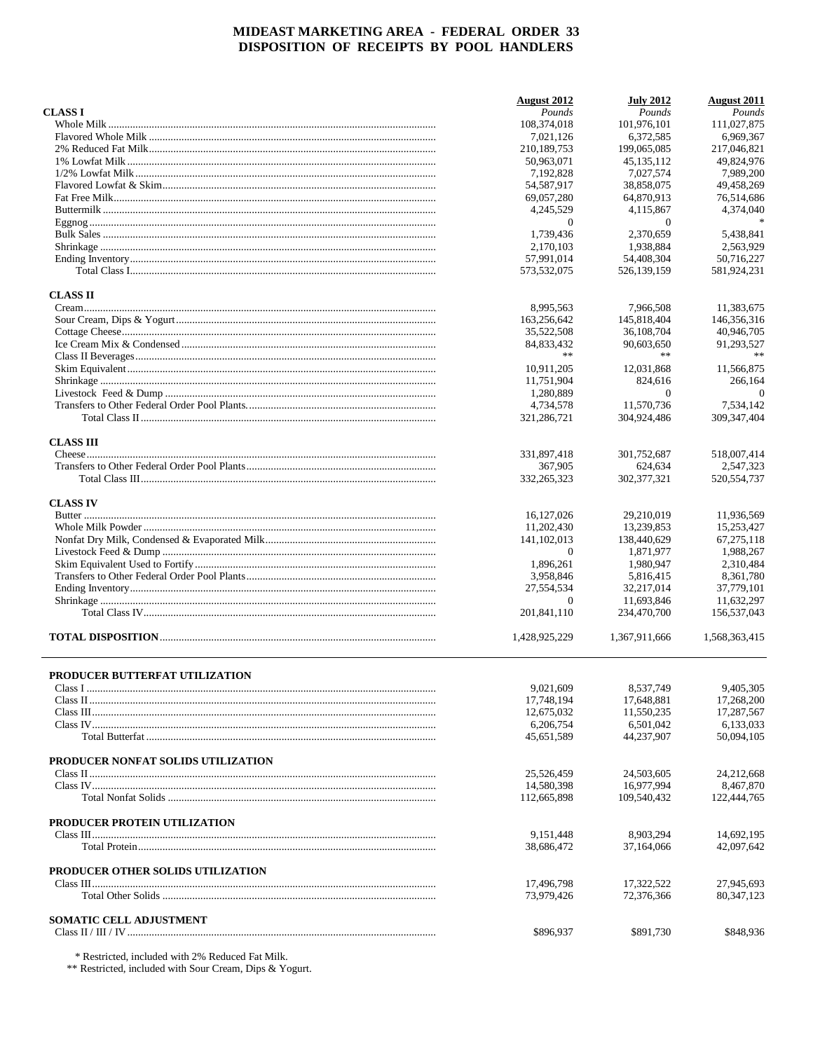# MIDEAST MARKETING AREA - FEDERAL ORDER 33
## DISPOSITION OF RECEIPTS BY POOL HANDLERS

| | August 2012 | July 2012 | August 2011 |
|---|---|---|---|
| **CLASS I** | *Pounds* | *Pounds* | *Pounds* |
| Whole Milk | 108,374,018 | 101,976,101 | 111,027,875 |
| Flavored Whole Milk | 7,021,126 | 6,372,585 | 6,969,367 |
| 2% Reduced Fat Milk | 210,189,753 | 199,065,085 | 217,046,821 |
| 1% Lowfat Milk | 50,963,071 | 45,135,112 | 49,824,976 |
| 1/2% Lowfat Milk | 7,192,828 | 7,027,574 | 7,989,200 |
| Flavored Lowfat & Skim | 54,587,917 | 38,858,075 | 49,458,269 |
| Fat Free Milk | 69,057,280 | 64,870,913 | 76,514,686 |
| Buttermilk | 4,245,529 | 4,115,867 | 4,374,040 |
| Eggnog | 0 | 0 | * |
| Bulk Sales | 1,739,436 | 2,370,659 | 5,438,841 |
| Shrinkage | 2,170,103 | 1,938,884 | 2,563,929 |
| Ending Inventory | 57,991,014 | 54,408,304 | 50,716,227 |
| Total Class I | 573,532,075 | 526,139,159 | 581,924,231 |
| **CLASS II** | | | |
| Cream | 8,995,563 | 7,966,508 | 11,383,675 |
| Sour Cream, Dips & Yogurt | 163,256,642 | 145,818,404 | 146,356,316 |
| Cottage Cheese | 35,522,508 | 36,108,704 | 40,946,705 |
| Ice Cream Mix & Condensed | 84,833,432 | 90,603,650 | 91,293,527 |
| Class II Beverages | ** | ** | ** |
| Skim Equivalent | 10,911,205 | 12,031,868 | 11,566,875 |
| Shrinkage | 11,751,904 | 824,616 | 266,164 |
| Livestock Feed & Dump | 1,280,889 | 0 | 0 |
| Transfers to Other Federal Order Pool Plants | 4,734,578 | 11,570,736 | 7,534,142 |
| Total Class II | 321,286,721 | 304,924,486 | 309,347,404 |
| **CLASS III** | | | |
| Cheese | 331,897,418 | 301,752,687 | 518,007,414 |
| Transfers to Other Federal Order Pool Plants | 367,905 | 624,634 | 2,547,323 |
| Total Class III | 332,265,323 | 302,377,321 | 520,554,737 |
| **CLASS IV** | | | |
| Butter | 16,127,026 | 29,210,019 | 11,936,569 |
| Whole Milk Powder | 11,202,430 | 13,239,853 | 15,253,427 |
| Nonfat Dry Milk, Condensed & Evaporated Milk | 141,102,013 | 138,440,629 | 67,275,118 |
| Livestock Feed & Dump | 0 | 1,871,977 | 1,988,267 |
| Skim Equivalent Used to Fortify | 1,896,261 | 1,980,947 | 2,310,484 |
| Transfers to Other Federal Order Pool Plants | 3,958,846 | 5,816,415 | 8,361,780 |
| Ending Inventory | 27,554,534 | 32,217,014 | 37,779,101 |
| Shrinkage | 0 | 11,693,846 | 11,632,297 |
| Total Class IV | 201,841,110 | 234,470,700 | 156,537,043 |
| **TOTAL DISPOSITION** | 1,428,925,229 | 1,367,911,666 | 1,568,363,415 |

| | August 2012 | July 2012 | August 2011 |
|---|---|---|---|
| **PRODUCER BUTTERFAT UTILIZATION** | | | |
| Class I | 9,021,609 | 8,537,749 | 9,405,305 |
| Class II | 17,748,194 | 17,648,881 | 17,268,200 |
| Class III | 12,675,032 | 11,550,235 | 17,287,567 |
| Class IV | 6,206,754 | 6,501,042 | 6,133,033 |
| Total Butterfat | 45,651,589 | 44,237,907 | 50,094,105 |
| **PRODUCER NONFAT SOLIDS UTILIZATION** | | | |
| Class II | 25,526,459 | 24,503,605 | 24,212,668 |
| Class IV | 14,580,398 | 16,977,994 | 8,467,870 |
| Total Nonfat Solids | 112,665,898 | 109,540,432 | 122,444,765 |
| **PRODUCER PROTEIN UTILIZATION** | | | |
| Class III | 9,151,448 | 8,903,294 | 14,692,195 |
| Total Protein | 38,686,472 | 37,164,066 | 42,097,642 |
| **PRODUCER OTHER SOLIDS UTILIZATION** | | | |
| Class III | 17,496,798 | 17,322,522 | 27,945,693 |
| Total Other Solids | 73,979,426 | 72,376,366 | 80,347,123 |
| **SOMATIC CELL ADJUSTMENT** | | | |
| Class II / III / IV | $896,937 | $891,730 | $848,936 |

* Restricted, included with 2% Reduced Fat Milk.
** Restricted, included with Sour Cream, Dips & Yogurt.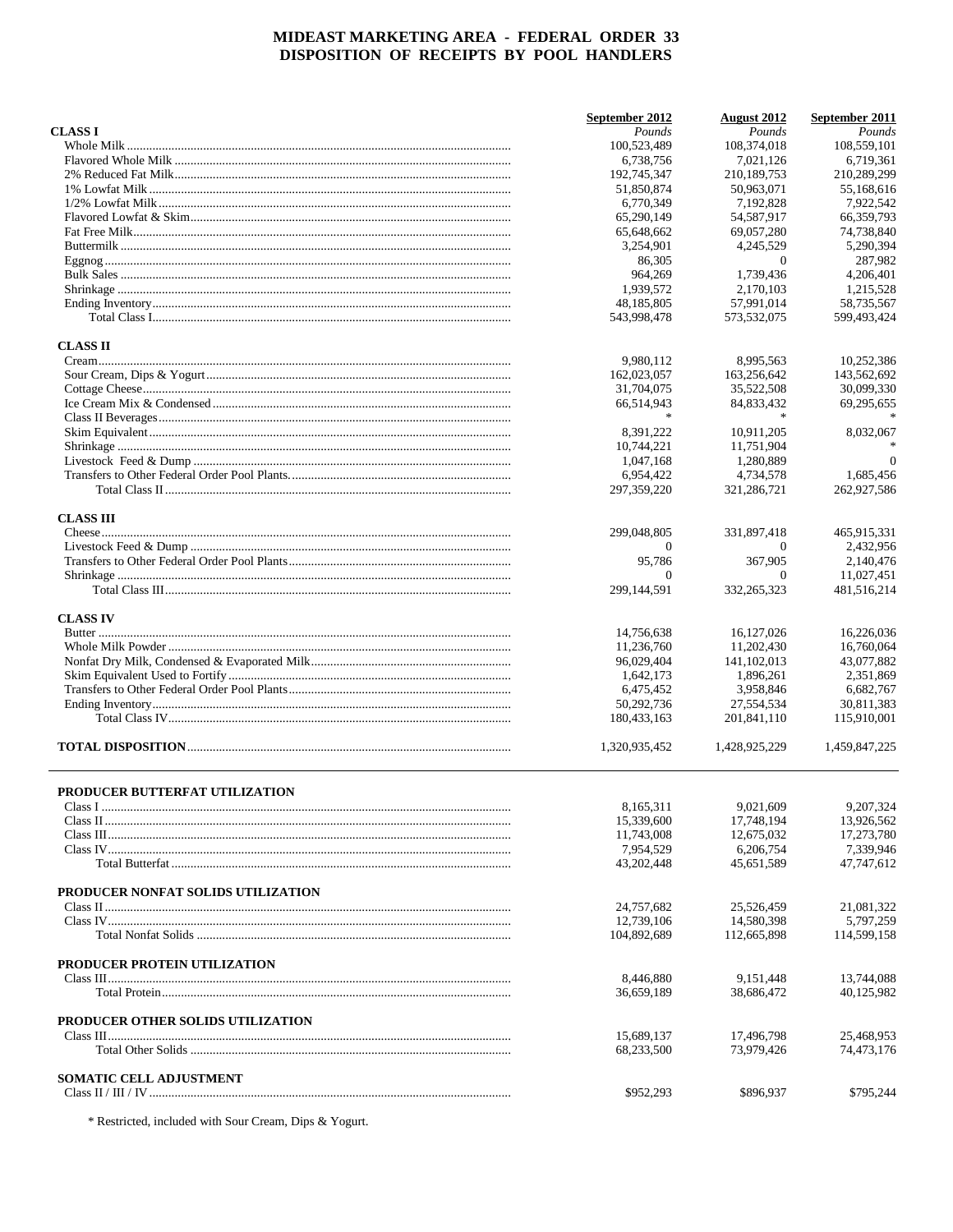# MIDEAST MARKETING AREA - FEDERAL ORDER 33
## DISPOSITION OF RECEIPTS BY POOL HANDLERS

| | September 2012 | August 2012 | September 2011 |
|---|---|---|---|
| **CLASS I** | *Pounds* | *Pounds* | *Pounds* |
| Whole Milk | 100,523,489 | 108,374,018 | 108,559,101 |
| Flavored Whole Milk | 6,738,756 | 7,021,126 | 6,719,361 |
| 2% Reduced Fat Milk | 192,745,347 | 210,189,753 | 210,289,299 |
| 1% Lowfat Milk | 51,850,874 | 50,963,071 | 55,168,616 |
| 1/2% Lowfat Milk | 6,770,349 | 7,192,828 | 7,922,542 |
| Flavored Lowfat & Skim | 65,290,149 | 54,587,917 | 66,359,793 |
| Fat Free Milk | 65,648,662 | 69,057,280 | 74,738,840 |
| Buttermilk | 3,254,901 | 4,245,529 | 5,290,394 |
| Eggnog | 86,305 | 0 | 287,982 |
| Bulk Sales | 964,269 | 1,739,436 | 4,206,401 |
| Shrinkage | 1,939,572 | 2,170,103 | 1,215,528 |
| Ending Inventory | 48,185,805 | 57,991,014 | 58,735,567 |
| Total Class I | 543,998,478 | 573,532,075 | 599,493,424 |
| **CLASS II** | | | |
| Cream | 9,980,112 | 8,995,563 | 10,252,386 |
| Sour Cream, Dips & Yogurt | 162,023,057 | 163,256,642 | 143,562,692 |
| Cottage Cheese | 31,704,075 | 35,522,508 | 30,099,330 |
| Ice Cream Mix & Condensed | 66,514,943 | 84,833,432 | 69,295,655 |
| Class II Beverages | * | * | * |
| Skim Equivalent | 8,391,222 | 10,911,205 | 8,032,067 |
| Shrinkage | 10,744,221 | 11,751,904 | * |
| Livestock Feed & Dump | 1,047,168 | 1,280,889 | 0 |
| Transfers to Other Federal Order Pool Plants. | 6,954,422 | 4,734,578 | 1,685,456 |
| Total Class II | 297,359,220 | 321,286,721 | 262,927,586 |
| **CLASS III** | | | |
| Cheese | 299,048,805 | 331,897,418 | 465,915,331 |
| Livestock Feed & Dump | 0 | 0 | 2,432,956 |
| Transfers to Other Federal Order Pool Plants | 95,786 | 367,905 | 2,140,476 |
| Shrinkage | 0 | 0 | 11,027,451 |
| Total Class III | 299,144,591 | 332,265,323 | 481,516,214 |
| **CLASS IV** | | | |
| Butter | 14,756,638 | 16,127,026 | 16,226,036 |
| Whole Milk Powder | 11,236,760 | 11,202,430 | 16,760,064 |
| Nonfat Dry Milk, Condensed & Evaporated Milk | 96,029,404 | 141,102,013 | 43,077,882 |
| Skim Equivalent Used to Fortify | 1,642,173 | 1,896,261 | 2,351,869 |
| Transfers to Other Federal Order Pool Plants | 6,475,452 | 3,958,846 | 6,682,767 |
| Ending Inventory | 50,292,736 | 27,554,534 | 30,811,383 |
| Total Class IV | 180,433,163 | 201,841,110 | 115,910,001 |
| **TOTAL DISPOSITION** | 1,320,935,452 | 1,428,925,229 | 1,459,847,225 |

| | September 2012 | August 2012 | September 2011 |
|---|---|---|---|
| **PRODUCER BUTTERFAT UTILIZATION** | | | |
| Class I | 8,165,311 | 9,021,609 | 9,207,324 |
| Class II | 15,339,600 | 17,748,194 | 13,926,562 |
| Class III | 11,743,008 | 12,675,032 | 17,273,780 |
| Class IV | 7,954,529 | 6,206,754 | 7,339,946 |
| Total Butterfat | 43,202,448 | 45,651,589 | 47,747,612 |
| **PRODUCER NONFAT SOLIDS UTILIZATION** | | | |
| Class II | 24,757,682 | 25,526,459 | 21,081,322 |
| Class IV | 12,739,106 | 14,580,398 | 5,797,259 |
| Total Nonfat Solids | 104,892,689 | 112,665,898 | 114,599,158 |
| **PRODUCER PROTEIN UTILIZATION** | | | |
| Class III | 8,446,880 | 9,151,448 | 13,744,088 |
| Total Protein | 36,659,189 | 38,686,472 | 40,125,982 |
| **PRODUCER OTHER SOLIDS UTILIZATION** | | | |
| Class III | 15,689,137 | 17,496,798 | 25,468,953 |
| Total Other Solids | 68,233,500 | 73,979,426 | 74,473,176 |
| **SOMATIC CELL ADJUSTMENT** | | | |
| Class II / III / IV | $952,293 | $896,937 | $795,244 |

\* Restricted, included with Sour Cream, Dips & Yogurt.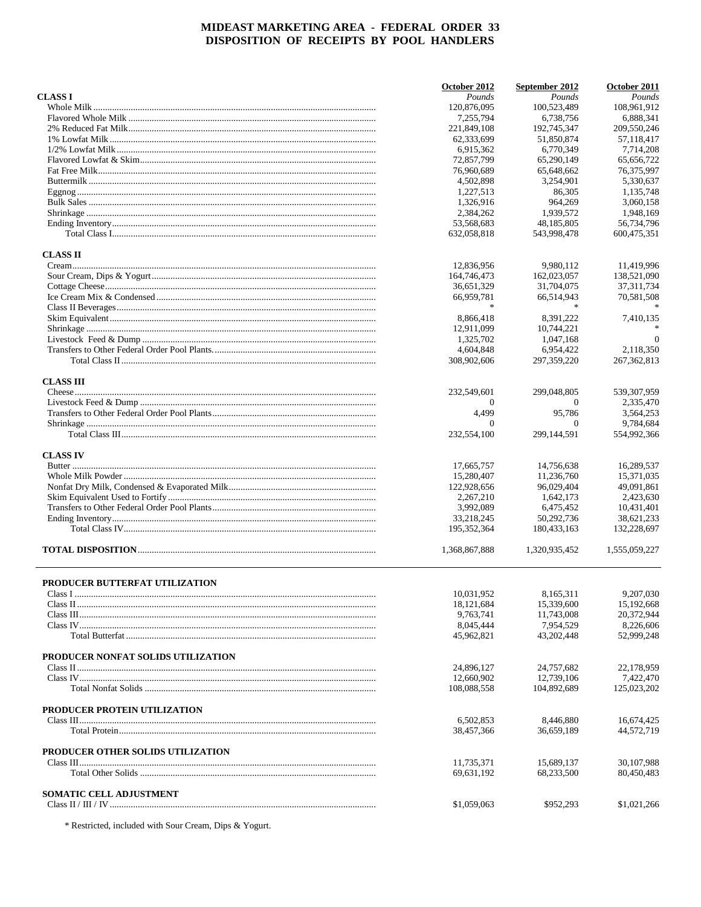# MIDEAST MARKETING AREA - FEDERAL ORDER 33
## DISPOSITION OF RECEIPTS BY POOL HANDLERS

| | October 2012 | September 2012 | October 2011 |
|---|---|---|---|
| **CLASS I** | *Pounds* | *Pounds* | *Pounds* |
| Whole Milk | 120,876,095 | 100,523,489 | 108,961,912 |
| Flavored Whole Milk | 7,255,794 | 6,738,756 | 6,888,341 |
| 2% Reduced Fat Milk | 221,849,108 | 192,745,347 | 209,550,246 |
| 1% Lowfat Milk | 62,333,699 | 51,850,874 | 57,118,417 |
| 1/2% Lowfat Milk | 6,915,362 | 6,770,349 | 7,714,208 |
| Flavored Lowfat & Skim | 72,857,799 | 65,290,149 | 65,656,722 |
| Fat Free Milk | 76,960,689 | 65,648,662 | 76,375,997 |
| Buttermilk | 4,502,898 | 3,254,901 | 5,330,637 |
| Eggnog | 1,227,513 | 86,305 | 1,135,748 |
| Bulk Sales | 1,326,916 | 964,269 | 3,060,158 |
| Shrinkage | 2,384,262 | 1,939,572 | 1,948,169 |
| Ending Inventory | 53,568,683 | 48,185,805 | 56,734,796 |
| Total Class I | 632,058,818 | 543,998,478 | 600,475,351 |
| **CLASS II** | | | |
| Cream | 12,836,956 | 9,980,112 | 11,419,996 |
| Sour Cream, Dips & Yogurt | 164,746,473 | 162,023,057 | 138,521,090 |
| Cottage Cheese | 36,651,329 | 31,704,075 | 37,311,734 |
| Ice Cream Mix & Condensed | 66,959,781 | 66,514,943 | 70,581,508 |
| Class II Beverages | * | * | * |
| Skim Equivalent | 8,866,418 | 8,391,222 | 7,410,135 |
| Shrinkage | 12,911,099 | 10,744,221 | * |
| Livestock Feed & Dump | 1,325,702 | 1,047,168 | 0 |
| Transfers to Other Federal Order Pool Plants | 4,604,848 | 6,954,422 | 2,118,350 |
| Total Class II | 308,902,606 | 297,359,220 | 267,362,813 |
| **CLASS III** | | | |
| Cheese | 232,549,601 | 299,048,805 | 539,307,959 |
| Livestock Feed & Dump | 0 | 0 | 2,335,470 |
| Transfers to Other Federal Order Pool Plants | 4,499 | 95,786 | 3,564,253 |
| Shrinkage | 0 | 0 | 9,784,684 |
| Total Class III | 232,554,100 | 299,144,591 | 554,992,366 |
| **CLASS IV** | | | |
| Butter | 17,665,757 | 14,756,638 | 16,289,537 |
| Whole Milk Powder | 15,280,407 | 11,236,760 | 15,371,035 |
| Nonfat Dry Milk, Condensed & Evaporated Milk | 122,928,656 | 96,029,404 | 49,091,861 |
| Skim Equivalent Used to Fortify | 2,267,210 | 1,642,173 | 2,423,630 |
| Transfers to Other Federal Order Pool Plants | 3,992,089 | 6,475,452 | 10,431,401 |
| Ending Inventory | 33,218,245 | 50,292,736 | 38,621,233 |
| Total Class IV | 195,352,364 | 180,433,163 | 132,228,697 |
| **TOTAL DISPOSITION** | 1,368,867,888 | 1,320,935,452 | 1,555,059,227 |

| | October 2012 | September 2012 | October 2011 |
|---|---|---|---|
| **PRODUCER BUTTERFAT UTILIZATION** | | | |
| Class I | 10,031,952 | 8,165,311 | 9,207,030 |
| Class II | 18,121,684 | 15,339,600 | 15,192,668 |
| Class III | 9,763,741 | 11,743,008 | 20,372,944 |
| Class IV | 8,045,444 | 7,954,529 | 8,226,606 |
| Total Butterfat | 45,962,821 | 43,202,448 | 52,999,248 |
| **PRODUCER NONFAT SOLIDS UTILIZATION** | | | |
| Class II | 24,896,127 | 24,757,682 | 22,178,959 |
| Class IV | 12,660,902 | 12,739,106 | 7,422,470 |
| Total Nonfat Solids | 108,088,558 | 104,892,689 | 125,023,202 |
| **PRODUCER PROTEIN UTILIZATION** | | | |
| Class III | 6,502,853 | 8,446,880 | 16,674,425 |
| Total Protein | 38,457,366 | 36,659,189 | 44,572,719 |
| **PRODUCER OTHER SOLIDS UTILIZATION** | | | |
| Class III | 11,735,371 | 15,689,137 | 30,107,988 |
| Total Other Solids | 69,631,192 | 68,233,500 | 80,450,483 |
| **SOMATIC CELL ADJUSTMENT** | | | |
| Class II / III / IV | $1,059,063 | $952,293 | $1,021,266 |

\* Restricted, included with Sour Cream, Dips & Yogurt.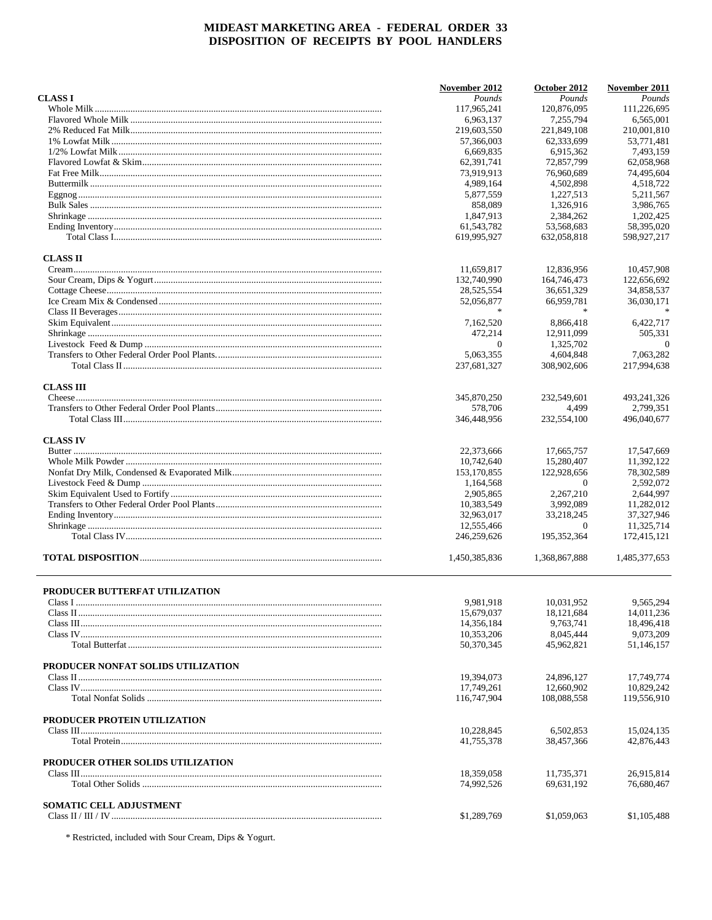# MIDEAST MARKETING AREA - FEDERAL ORDER 33
# DISPOSITION OF RECEIPTS BY POOL HANDLERS

| | November 2012 | October 2012 | November 2011 |
|---|---|---|---|
| **CLASS I** | *Pounds* | *Pounds* | *Pounds* |
| Whole Milk | 117,965,241 | 120,876,095 | 111,226,695 |
| Flavored Whole Milk | 6,963,137 | 7,255,794 | 6,565,001 |
| 2% Reduced Fat Milk | 219,603,550 | 221,849,108 | 210,001,810 |
| 1% Lowfat Milk | 57,366,003 | 62,333,699 | 53,771,481 |
| 1/2% Lowfat Milk | 6,669,835 | 6,915,362 | 7,493,159 |
| Flavored Lowfat & Skim | 62,391,741 | 72,857,799 | 62,058,968 |
| Fat Free Milk | 73,919,913 | 76,960,689 | 74,495,604 |
| Buttermilk | 4,989,164 | 4,502,898 | 4,518,722 |
| Eggnog | 5,877,559 | 1,227,513 | 5,211,567 |
| Bulk Sales | 858,089 | 1,326,916 | 3,986,765 |
| Shrinkage | 1,847,913 | 2,384,262 | 1,202,425 |
| Ending Inventory | 61,543,782 | 53,568,683 | 58,395,020 |
| Total Class I | 619,995,927 | 632,058,818 | 598,927,217 |
| **CLASS II** | | | |
| Cream | 11,659,817 | 12,836,956 | 10,457,908 |
| Sour Cream, Dips & Yogurt | 132,740,990 | 164,746,473 | 122,656,692 |
| Cottage Cheese | 28,525,554 | 36,651,329 | 34,858,537 |
| Ice Cream Mix & Condensed | 52,056,877 | 66,959,781 | 36,030,171 |
| Class II Beverages | * | * | * |
| Skim Equivalent | 7,162,520 | 8,866,418 | 6,422,717 |
| Shrinkage | 472,214 | 12,911,099 | 505,331 |
| Livestock Feed & Dump | 0 | 1,325,702 | 0 |
| Transfers to Other Federal Order Pool Plants | 5,063,355 | 4,604,848 | 7,063,282 |
| Total Class II | 237,681,327 | 308,902,606 | 217,994,638 |
| **CLASS III** | | | |
| Cheese | 345,870,250 | 232,549,601 | 493,241,326 |
| Transfers to Other Federal Order Pool Plants | 578,706 | 4,499 | 2,799,351 |
| Total Class III | 346,448,956 | 232,554,100 | 496,040,677 |
| **CLASS IV** | | | |
| Butter | 22,373,666 | 17,665,757 | 17,547,669 |
| Whole Milk Powder | 10,742,640 | 15,280,407 | 11,392,122 |
| Nonfat Dry Milk, Condensed & Evaporated Milk | 153,170,855 | 122,928,656 | 78,302,589 |
| Livestock Feed & Dump | 1,164,568 | 0 | 2,592,072 |
| Skim Equivalent Used to Fortify | 2,905,865 | 2,267,210 | 2,644,997 |
| Transfers to Other Federal Order Pool Plants | 10,383,549 | 3,992,089 | 11,282,012 |
| Ending Inventory | 32,963,017 | 33,218,245 | 37,327,946 |
| Shrinkage | 12,555,466 | 0 | 11,325,714 |
| Total Class IV | 246,259,626 | 195,352,364 | 172,415,121 |
| **TOTAL DISPOSITION** | 1,450,385,836 | 1,368,867,888 | 1,485,377,653 |

| | November 2012 | October 2012 | November 2011 |
|---|---|---|---|
| **PRODUCER BUTTERFAT UTILIZATION** | | | |
| Class I | 9,981,918 | 10,031,952 | 9,565,294 |
| Class II | 15,679,037 | 18,121,684 | 14,011,236 |
| Class III | 14,356,184 | 9,763,741 | 18,496,418 |
| Class IV | 10,353,206 | 8,045,444 | 9,073,209 |
| Total Butterfat | 50,370,345 | 45,962,821 | 51,146,157 |
| **PRODUCER NONFAT SOLIDS UTILIZATION** | | | |
| Class II | 19,394,073 | 24,896,127 | 17,749,774 |
| Class IV | 17,749,261 | 12,660,902 | 10,829,242 |
| Total Nonfat Solids | 116,747,904 | 108,088,558 | 119,556,910 |
| **PRODUCER PROTEIN UTILIZATION** | | | |
| Class III | 10,228,845 | 6,502,853 | 15,024,135 |
| Total Protein | 41,755,378 | 38,457,366 | 42,876,443 |
| **PRODUCER OTHER SOLIDS UTILIZATION** | | | |
| Class III | 18,359,058 | 11,735,371 | 26,915,814 |
| Total Other Solids | 74,992,526 | 69,631,192 | 76,680,467 |
| **SOMATIC CELL ADJUSTMENT** | | | |
| Class II / III / IV | $1,289,769 | $1,059,063 | $1,105,488 |

* Restricted, included with Sour Cream, Dips & Yogurt.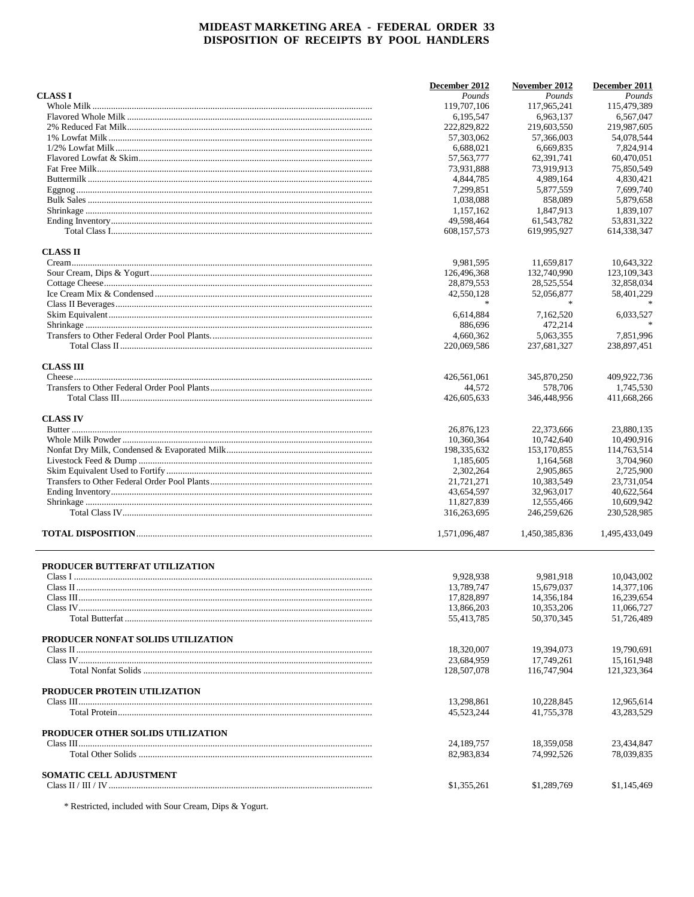# MIDEAST MARKETING AREA - FEDERAL ORDER 33
## DISPOSITION OF RECEIPTS BY POOL HANDLERS

| | December 2012 | November 2012 | December 2011 |
|---|---|---|---|
| **CLASS I** | *Pounds* | *Pounds* | *Pounds* |
| Whole Milk | 119,707,106 | 117,965,241 | 115,479,389 |
| Flavored Whole Milk | 6,195,547 | 6,963,137 | 6,567,047 |
| 2% Reduced Fat Milk | 222,829,822 | 219,603,550 | 219,987,605 |
| 1% Lowfat Milk | 57,303,062 | 57,366,003 | 54,078,544 |
| 1/2% Lowfat Milk | 6,688,021 | 6,669,835 | 7,824,914 |
| Flavored Lowfat & Skim | 57,563,777 | 62,391,741 | 60,470,051 |
| Fat Free Milk | 73,931,888 | 73,919,913 | 75,850,549 |
| Buttermilk | 4,844,785 | 4,989,164 | 4,830,421 |
| Eggnog | 7,299,851 | 5,877,559 | 7,699,740 |
| Bulk Sales | 1,038,088 | 858,089 | 5,879,658 |
| Shrinkage | 1,157,162 | 1,847,913 | 1,839,107 |
| Ending Inventory | 49,598,464 | 61,543,782 | 53,831,322 |
| Total Class I | 608,157,573 | 619,995,927 | 614,338,347 |
| **CLASS II** | | | |
| Cream | 9,981,595 | 11,659,817 | 10,643,322 |
| Sour Cream, Dips & Yogurt | 126,496,368 | 132,740,990 | 123,109,343 |
| Cottage Cheese | 28,879,553 | 28,525,554 | 32,858,034 |
| Ice Cream Mix & Condensed | 42,550,128 | 52,056,877 | 58,401,229 |
| Class II Beverages | * | * | * |
| Skim Equivalent | 6,614,884 | 7,162,520 | 6,033,527 |
| Shrinkage | 886,696 | 472,214 | * |
| Transfers to Other Federal Order Pool Plants. | 4,660,362 | 5,063,355 | 7,851,996 |
| Total Class II | 220,069,586 | 237,681,327 | 238,897,451 |
| **CLASS III** | | | |
| Cheese | 426,561,061 | 345,870,250 | 409,922,736 |
| Transfers to Other Federal Order Pool Plants | 44,572 | 578,706 | 1,745,530 |
| Total Class III | 426,605,633 | 346,448,956 | 411,668,266 |
| **CLASS IV** | | | |
| Butter | 26,876,123 | 22,373,666 | 23,880,135 |
| Whole Milk Powder | 10,360,364 | 10,742,640 | 10,490,916 |
| Nonfat Dry Milk, Condensed & Evaporated Milk | 198,335,632 | 153,170,855 | 114,763,514 |
| Livestock Feed & Dump | 1,185,605 | 1,164,568 | 3,704,960 |
| Skim Equivalent Used to Fortify | 2,302,264 | 2,905,865 | 2,725,900 |
| Transfers to Other Federal Order Pool Plants | 21,721,271 | 10,383,549 | 23,731,054 |
| Ending Inventory | 43,654,597 | 32,963,017 | 40,622,564 |
| Shrinkage | 11,827,839 | 12,555,466 | 10,609,942 |
| Total Class IV | 316,263,695 | 246,259,626 | 230,528,985 |
| **TOTAL DISPOSITION** | 1,571,096,487 | 1,450,385,836 | 1,495,433,049 |

| | December 2012 | November 2012 | December 2011 |
|---|---|---|---|
| **PRODUCER BUTTERFAT UTILIZATION** | | | |
| Class I | 9,928,938 | 9,981,918 | 10,043,002 |
| Class II | 13,789,747 | 15,679,037 | 14,377,106 |
| Class III | 17,828,897 | 14,356,184 | 16,239,654 |
| Class IV | 13,866,203 | 10,353,206 | 11,066,727 |
| Total Butterfat | 55,413,785 | 50,370,345 | 51,726,489 |
| **PRODUCER NONFAT SOLIDS UTILIZATION** | | | |
| Class II | 18,320,007 | 19,394,073 | 19,790,691 |
| Class IV | 23,684,959 | 17,749,261 | 15,161,948 |
| Total Nonfat Solids | 128,507,078 | 116,747,904 | 121,323,364 |
| **PRODUCER PROTEIN UTILIZATION** | | | |
| Class III | 13,298,861 | 10,228,845 | 12,965,614 |
| Total Protein | 45,523,244 | 41,755,378 | 43,283,529 |
| **PRODUCER OTHER SOLIDS UTILIZATION** | | | |
| Class III | 24,189,757 | 18,359,058 | 23,434,847 |
| Total Other Solids | 82,983,834 | 74,992,526 | 78,039,835 |
| **SOMATIC CELL ADJUSTMENT** | | | |
| Class II / III / IV | $1,355,261 | $1,289,769 | $1,145,469 |

* Restricted, included with Sour Cream, Dips & Yogurt.